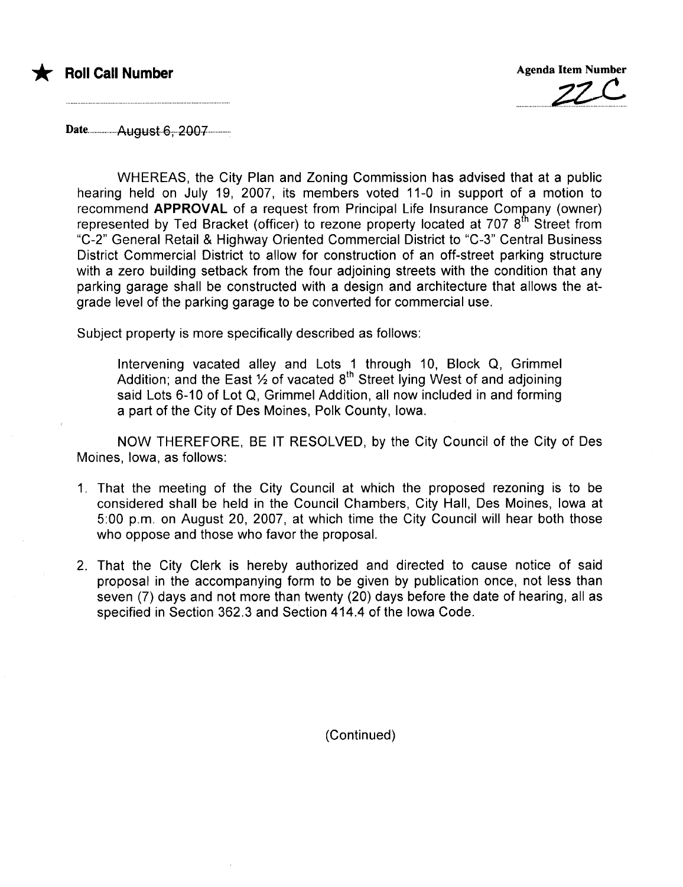★ **Roll Call Number**

Agenda Item Number

22C

Date August 6, 2007

WHEREAS, the City Plan and Zoning Commission has advised that at a public hearing held on July 19, 2007, its members voted 11-0 in support of a motion to recommend **APPROVAL** of a request from Principal Life Insurance Company (owner) represented by Ted Bracket (officer) to rezone property located at 707 8th Street from "C-2" General Retail & Highway Oriented Commercial District to "C-3" Central Business District Commercial District to allow for construction of an off-street parking structure with a zero building setback from the four adjoining streets with the condition that any parking garage shall be constructed with a design and architecture that allows the at-grade level of the parking garage to be converted for commercial use.

Subject property is more specifically described as follows:

> Intervening vacated alley and Lots 1 through 10, Block Q, Grimmel Addition; and the East ½ of vacated 8th Street lying West of and adjoining said Lots 6-10 of Lot Q, Grimmel Addition, all now included in and forming a part of the City of Des Moines, Polk County, Iowa.

NOW THEREFORE, BE IT RESOLVED, by the City Council of the City of Des Moines, Iowa, as follows:

1. That the meeting of the City Council at which the proposed rezoning is to be considered shall be held in the Council Chambers, City Hall, Des Moines, Iowa at 5:00 p.m. on August 20, 2007, at which time the City Council will hear both those who oppose and those who favor the proposal.

2. That the City Clerk is hereby authorized and directed to cause notice of said proposal in the accompanying form to be given by publication once, not less than seven (7) days and not more than twenty (20) days before the date of hearing, all as specified in Section 362.3 and Section 414.4 of the Iowa Code.

(Continued)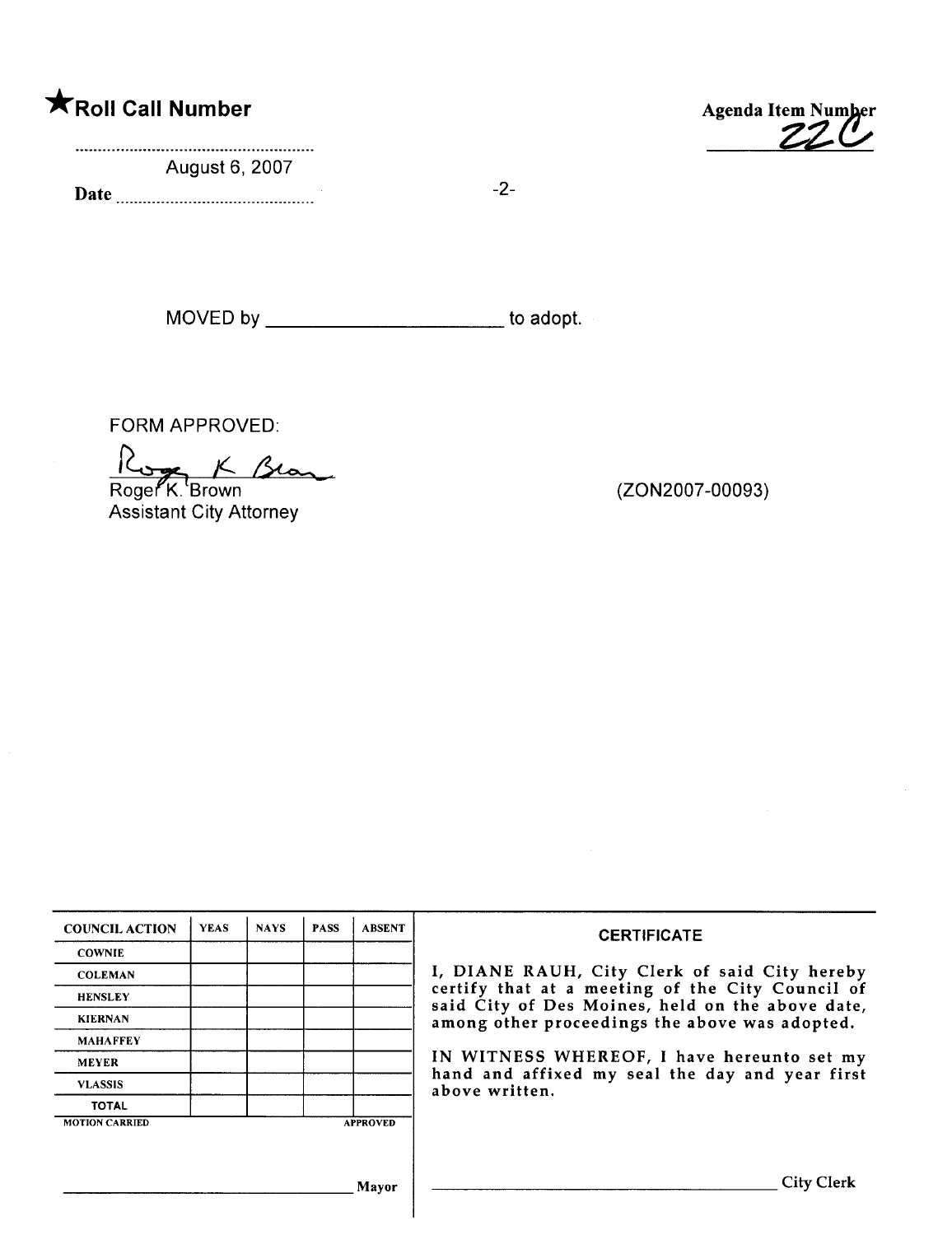**★Roll Call Number**

Date August 6, 2007

**Agenda Item Number**
22C

MOVED by ______________________ to adopt.

FORM APPROVED:

Roger K. Brown
Assistant City Attorney

(ZON2007-00093)

| COUNCIL ACTION | YEAS | NAYS | PASS | ABSENT |
|---|---|---|---|---|
| COWNIE | | | | |
| COLEMAN | | | | |
| HENSLEY | | | | |
| KIERNAN | | | | |
| MAHAFFEY | | | | |
| MEYER | | | | |
| VLASSIS | | | | |
| TOTAL | | | | |

MOTION CARRIED APPROVED

______________________ Mayor

**CERTIFICATE**

I, DIANE RAUH, City Clerk of said City hereby certify that at a meeting of the City Council of said City of Des Moines, held on the above date, among other proceedings the above was adopted.

IN WITNESS WHEREOF, I have hereunto set my hand and affixed my seal the day and year first above written.

______________________ City Clerk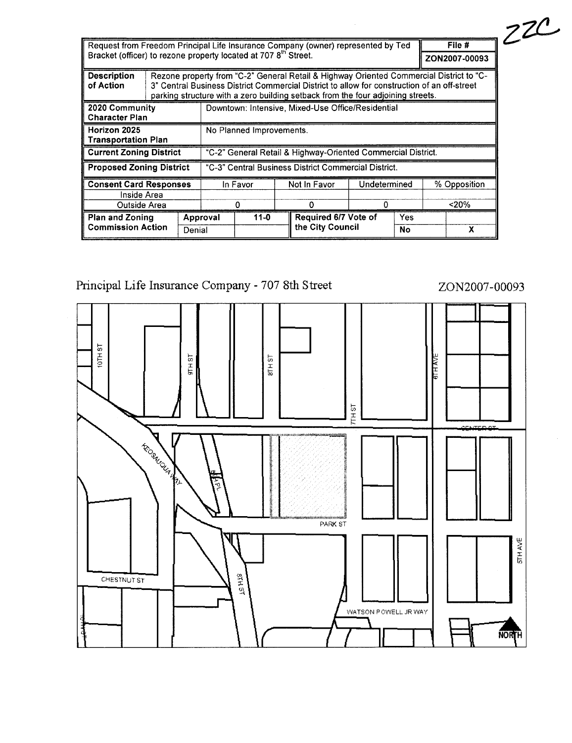ZZC

| Request from Freedom Principal Life Insurance Company (owner) represented by Ted Bracket (officer) to rezone property located at 707 8th Street. | | | | | | | File # ZON2007-00093 |
|---|---|---|---|---|---|---|---|
| **Description of Action** | Rezone property from "C-2" General Retail & Highway Oriented Commercial District to "C-3" Central Business District Commercial District to allow for construction of an off-street parking structure with a zero building setback from the four adjoining streets. | | | | | | |
| **2020 Community Character Plan** | Downtown: Intensive, Mixed-Use Office/Residential | | | | | | |
| **Horizon 2025 Transportation Plan** | No Planned Improvements. | | | | | | |
| **Current Zoning District** | "C-2" General Retail & Highway-Oriented Commercial District. | | | | | | |
| **Proposed Zoning District** | "C-3" Central Business District Commercial District. | | | | | | |
| **Consent Card Responses** | | In Favor | | Not In Favor | Undetermined | | % Opposition |
| Inside Area | | | | | | | |
| Outside Area | | 0 | | 0 | 0 | | <20% |
| **Plan and Zoning Commission Action** | Approval | 11-0 | | **Required 6/7 Vote of the City Council** | Yes | | |
| | Denial | | | | No | | X |

Principal Life Insurance Company - 707 8th Street

ZON2007-00093

10TH ST
9TH ST
8TH ST
7TH ST
6TH AVE
CENTER ST
KEOSAUQUA WAY
8TH PL
PARK ST
5TH AVE
CHESTNUT ST
8TH ST
WATSON POWELL JR WAY
NORTH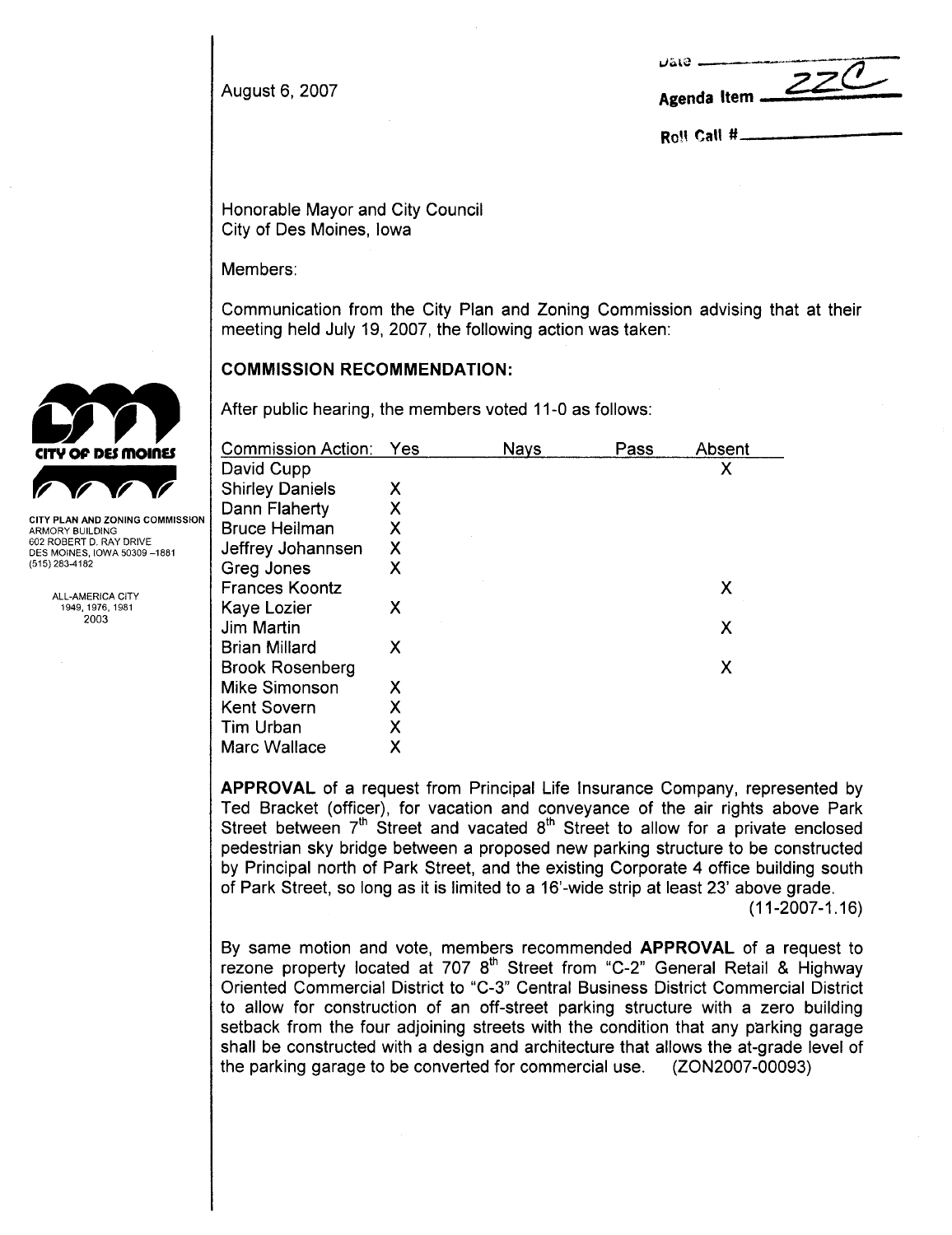August 6, 2007

Date
Agenda Item 22C
Roll Call #

CITY OF DES MOINES

CITY PLAN AND ZONING COMMISSION
ARMORY BUILDING
602 ROBERT D. RAY DRIVE
DES MOINES, IOWA 50309-1881
(515) 283-4182

ALL-AMERICA CITY
1949, 1976, 1981
2003

Honorable Mayor and City Council
City of Des Moines, Iowa

Members:

Communication from the City Plan and Zoning Commission advising that at their meeting held July 19, 2007, the following action was taken:

**COMMISSION RECOMMENDATION:**

After public hearing, the members voted 11-0 as follows:

| Commission Action: | Yes | Nays | Pass | Absent |
|---|---|---|---|---|
| David Cupp | | | | X |
| Shirley Daniels | X | | | |
| Dann Flaherty | X | | | |
| Bruce Heilman | X | | | |
| Jeffrey Johannsen | X | | | |
| Greg Jones | X | | | |
| Frances Koontz | | | | X |
| Kaye Lozier | X | | | |
| Jim Martin | | | | X |
| Brian Millard | X | | | |
| Brook Rosenberg | | | | X |
| Mike Simonson | X | | | |
| Kent Sovern | X | | | |
| Tim Urban | X | | | |
| Marc Wallace | X | | | |

**APPROVAL** of a request from Principal Life Insurance Company, represented by Ted Bracket (officer), for vacation and conveyance of the air rights above Park Street between 7th Street and vacated 8th Street to allow for a private enclosed pedestrian sky bridge between a proposed new parking structure to be constructed by Principal north of Park Street, and the existing Corporate 4 office building south of Park Street, so long as it is limited to a 16'-wide strip at least 23' above grade. (11-2007-1.16)

By same motion and vote, members recommended **APPROVAL** of a request to rezone property located at 707 8th Street from "C-2" General Retail & Highway Oriented Commercial District to "C-3" Central Business District Commercial District to allow for construction of an off-street parking structure with a zero building setback from the four adjoining streets with the condition that any parking garage shall be constructed with a design and architecture that allows the at-grade level of the parking garage to be converted for commercial use. (ZON2007-00093)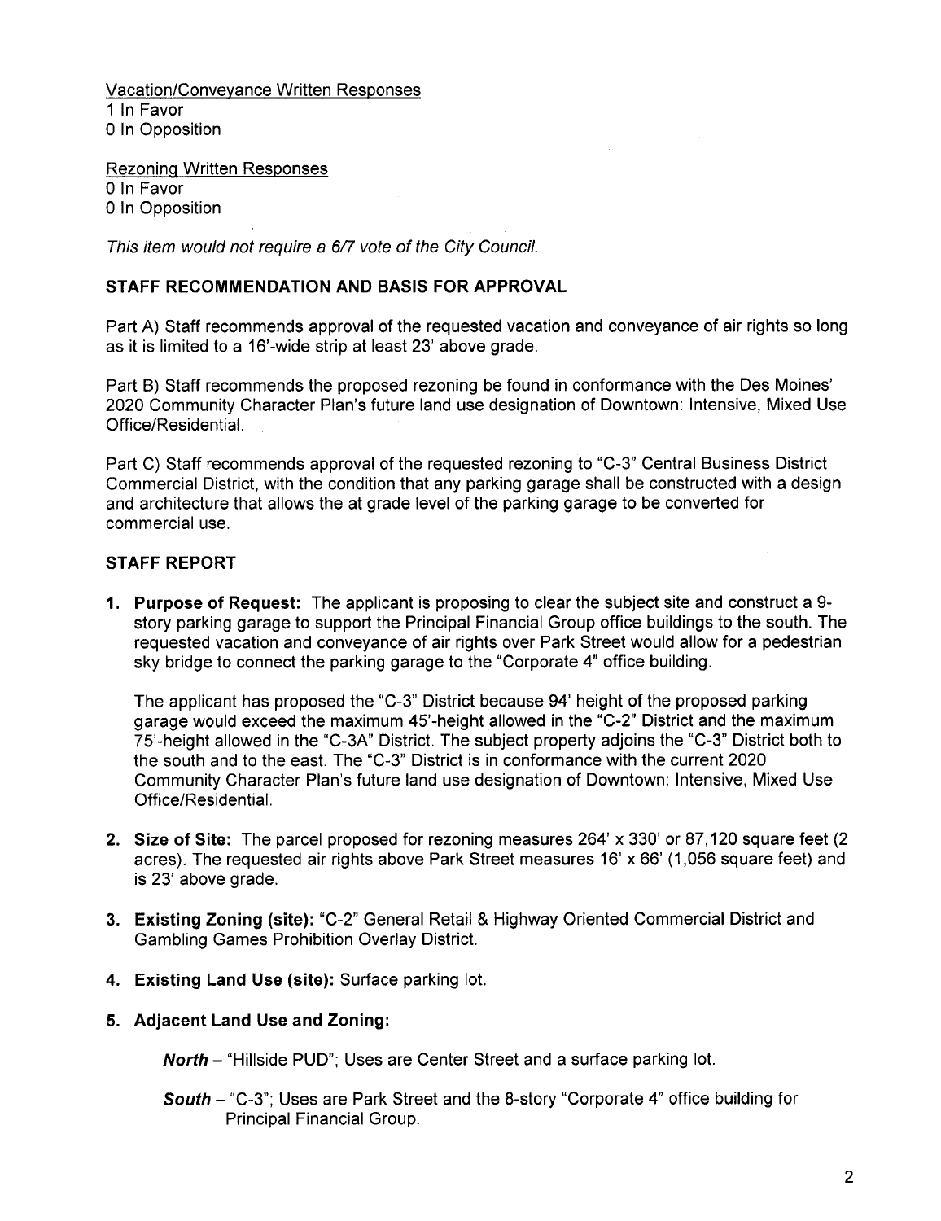Vacation/Conveyance Written Responses
1 In Favor
0 In Opposition

Rezoning Written Responses
0 In Favor
0 In Opposition

*This item would not require a 6/7 vote of the City Council.*

## STAFF RECOMMENDATION AND BASIS FOR APPROVAL

Part A) Staff recommends approval of the requested vacation and conveyance of air rights so long as it is limited to a 16'-wide strip at least 23' above grade.

Part B) Staff recommends the proposed rezoning be found in conformance with the Des Moines' 2020 Community Character Plan's future land use designation of Downtown: Intensive, Mixed Use Office/Residential.

Part C) Staff recommends approval of the requested rezoning to "C-3" Central Business District Commercial District, with the condition that any parking garage shall be constructed with a design and architecture that allows the at grade level of the parking garage to be converted for commercial use.

## STAFF REPORT

1. **Purpose of Request:** The applicant is proposing to clear the subject site and construct a 9-story parking garage to support the Principal Financial Group office buildings to the south. The requested vacation and conveyance of air rights over Park Street would allow for a pedestrian sky bridge to connect the parking garage to the "Corporate 4" office building.

   The applicant has proposed the "C-3" District because 94' height of the proposed parking garage would exceed the maximum 45'-height allowed in the "C-2" District and the maximum 75'-height allowed in the "C-3A" District. The subject property adjoins the "C-3" District both to the south and to the east. The "C-3" District is in conformance with the current 2020 Community Character Plan's future land use designation of Downtown: Intensive, Mixed Use Office/Residential.

2. **Size of Site:** The parcel proposed for rezoning measures 264' x 330' or 87,120 square feet (2 acres). The requested air rights above Park Street measures 16' x 66' (1,056 square feet) and is 23' above grade.

3. **Existing Zoning (site):** "C-2" General Retail & Highway Oriented Commercial District and Gambling Games Prohibition Overlay District.

4. **Existing Land Use (site):** Surface parking lot.

5. **Adjacent Land Use and Zoning:**

   ***North*** – "Hillside PUD"; Uses are Center Street and a surface parking lot.

   ***South*** – "C-3"; Uses are Park Street and the 8-story "Corporate 4" office building for Principal Financial Group.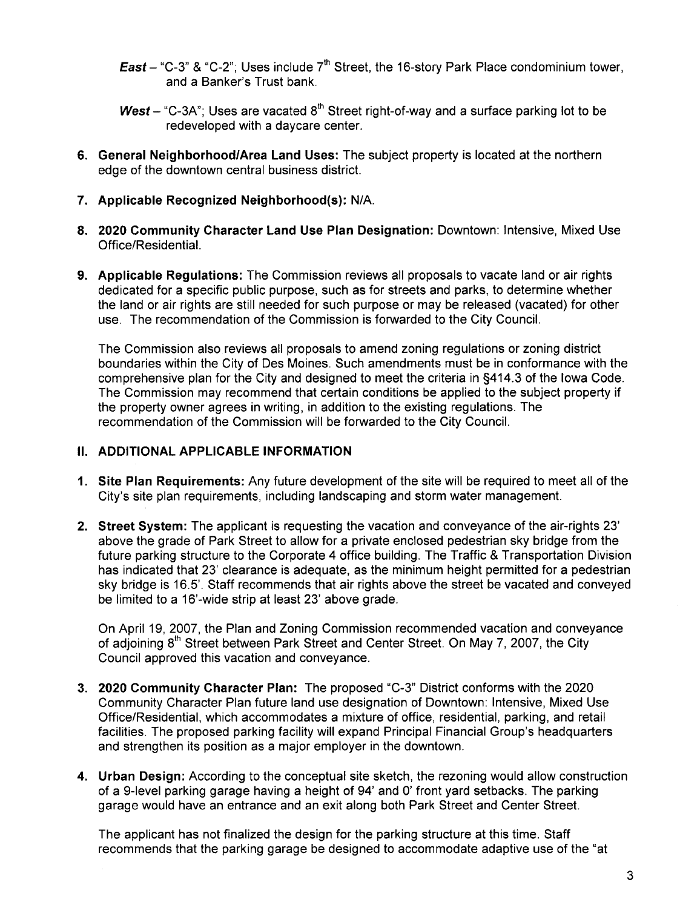*East* – "C-3" & "C-2"; Uses include 7th Street, the 16-story Park Place condominium tower, and a Banker's Trust bank.

*West* – "C-3A"; Uses are vacated 8th Street right-of-way and a surface parking lot to be redeveloped with a daycare center.

6. **General Neighborhood/Area Land Uses:** The subject property is located at the northern edge of the downtown central business district.

7. **Applicable Recognized Neighborhood(s):** N/A.

8. **2020 Community Character Land Use Plan Designation:** Downtown: Intensive, Mixed Use Office/Residential.

9. **Applicable Regulations:** The Commission reviews all proposals to vacate land or air rights dedicated for a specific public purpose, such as for streets and parks, to determine whether the land or air rights are still needed for such purpose or may be released (vacated) for other use. The recommendation of the Commission is forwarded to the City Council.

   The Commission also reviews all proposals to amend zoning regulations or zoning district boundaries within the City of Des Moines. Such amendments must be in conformance with the comprehensive plan for the City and designed to meet the criteria in §414.3 of the Iowa Code. The Commission may recommend that certain conditions be applied to the subject property if the property owner agrees in writing, in addition to the existing regulations. The recommendation of the Commission will be forwarded to the City Council.

## II. ADDITIONAL APPLICABLE INFORMATION

1. **Site Plan Requirements:** Any future development of the site will be required to meet all of the City's site plan requirements, including landscaping and storm water management.

2. **Street System:** The applicant is requesting the vacation and conveyance of the air-rights 23' above the grade of Park Street to allow for a private enclosed pedestrian sky bridge from the future parking structure to the Corporate 4 office building. The Traffic & Transportation Division has indicated that 23' clearance is adequate, as the minimum height permitted for a pedestrian sky bridge is 16.5'. Staff recommends that air rights above the street be vacated and conveyed be limited to a 16'-wide strip at least 23' above grade.

   On April 19, 2007, the Plan and Zoning Commission recommended vacation and conveyance of adjoining 8th Street between Park Street and Center Street. On May 7, 2007, the City Council approved this vacation and conveyance.

3. **2020 Community Character Plan:** The proposed "C-3" District conforms with the 2020 Community Character Plan future land use designation of Downtown: Intensive, Mixed Use Office/Residential, which accommodates a mixture of office, residential, parking, and retail facilities. The proposed parking facility will expand Principal Financial Group's headquarters and strengthen its position as a major employer in the downtown.

4. **Urban Design:** According to the conceptual site sketch, the rezoning would allow construction of a 9-level parking garage having a height of 94' and 0' front yard setbacks. The parking garage would have an entrance and an exit along both Park Street and Center Street.

   The applicant has not finalized the design for the parking structure at this time. Staff recommends that the parking garage be designed to accommodate adaptive use of the "at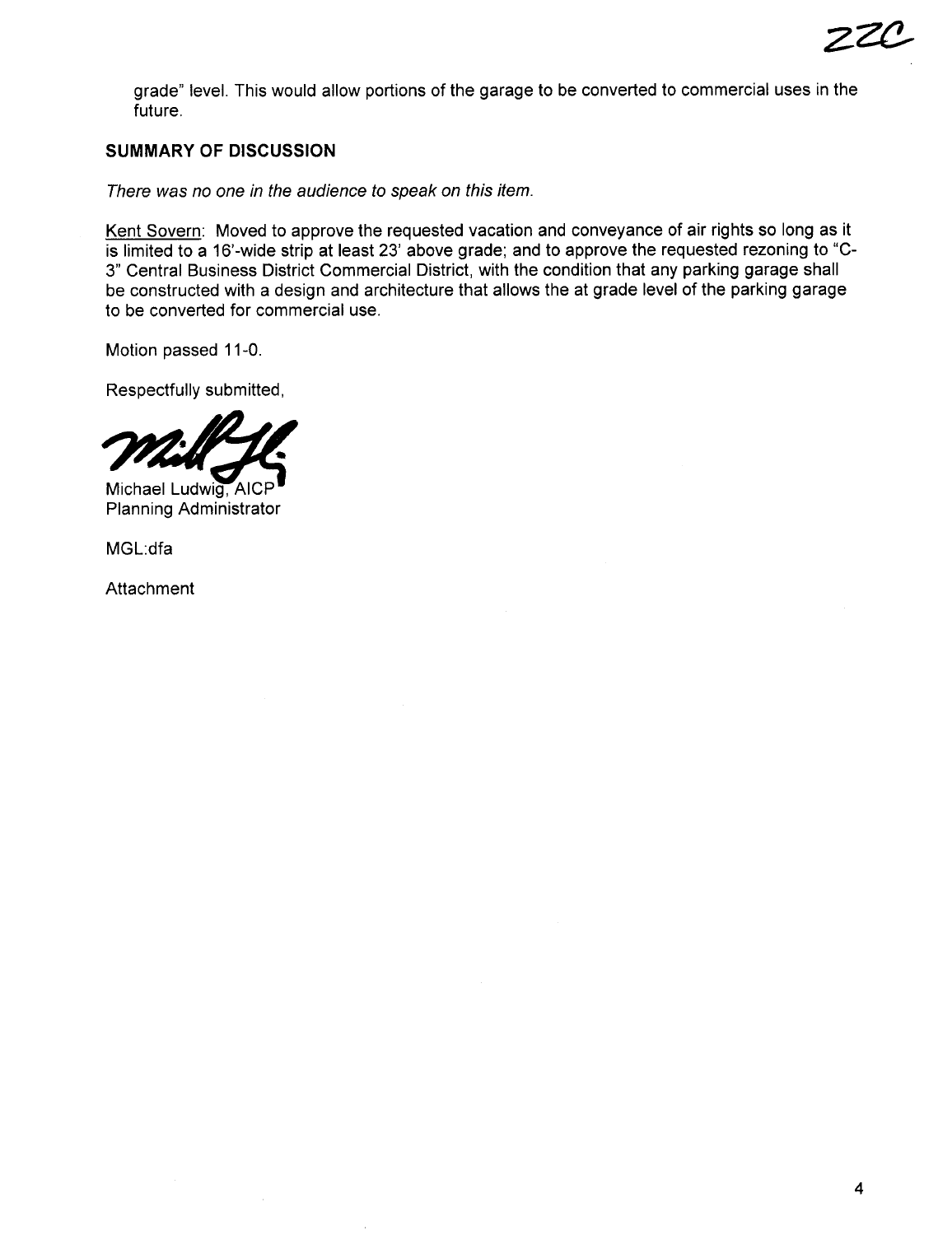grade" level. This would allow portions of the garage to be converted to commercial uses in the future.

## SUMMARY OF DISCUSSION

*There was no one in the audience to speak on this item.*

Kent Sovern: Moved to approve the requested vacation and conveyance of air rights so long as it is limited to a 16'-wide strip at least 23' above grade; and to approve the requested rezoning to "C-3" Central Business District Commercial District, with the condition that any parking garage shall be constructed with a design and architecture that allows the at grade level of the parking garage to be converted for commercial use.

Motion passed 11-0.

Respectfully submitted,

Michael Ludwig, AICP
Planning Administrator

MGL:dfa

Attachment